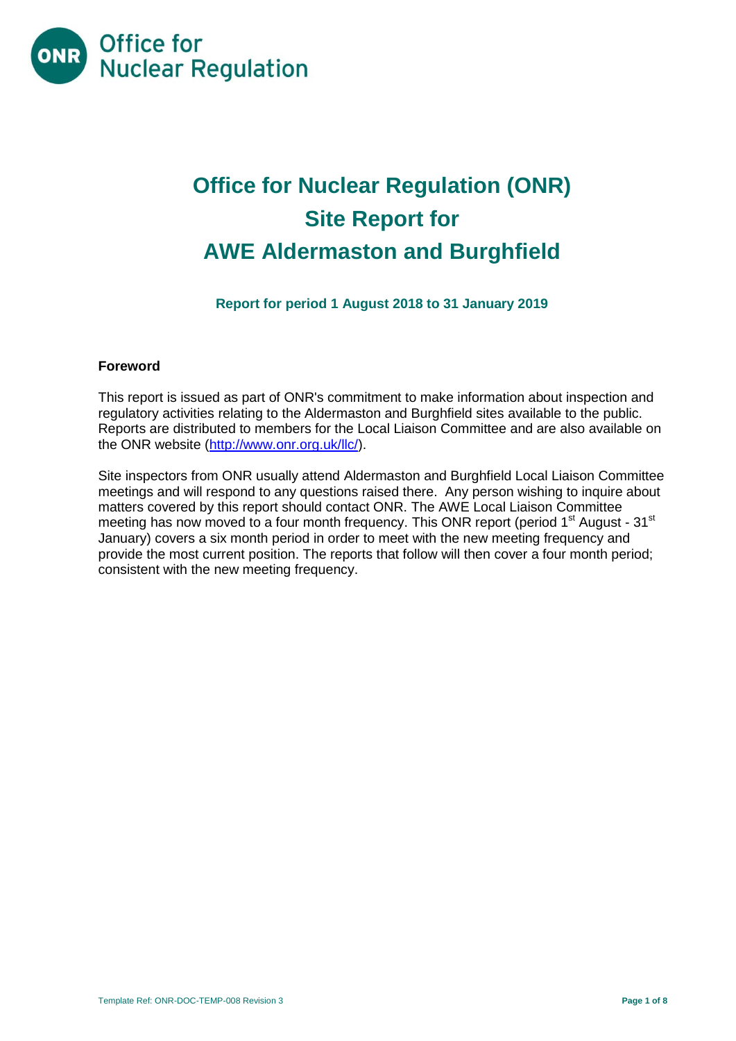Office for Nuclear Regulation

# Office for Nuclear Regulation (ONR) Site Report for AWE Aldermaston and Burghfield

**Report for period 1 August 2018 to 31 January 2019**

### Foreword

This report is issued as part of ONR's commitment to make information about inspection and regulatory activities relating to the Aldermaston and Burghfield sites available to the public. Reports are distributed to members for the Local Liaison Committee and are also available on the ONR website (http://www.onr.org.uk/llc/).

Site inspectors from ONR usually attend Aldermaston and Burghfield Local Liaison Committee meetings and will respond to any questions raised there. Any person wishing to inquire about matters covered by this report should contact ONR. The AWE Local Liaison Committee meeting has now moved to a four month frequency. This ONR report (period 1st August - 31st January) covers a six month period in order to meet with the new meeting frequency and provide the most current position. The reports that follow will then cover a four month period; consistent with the new meeting frequency.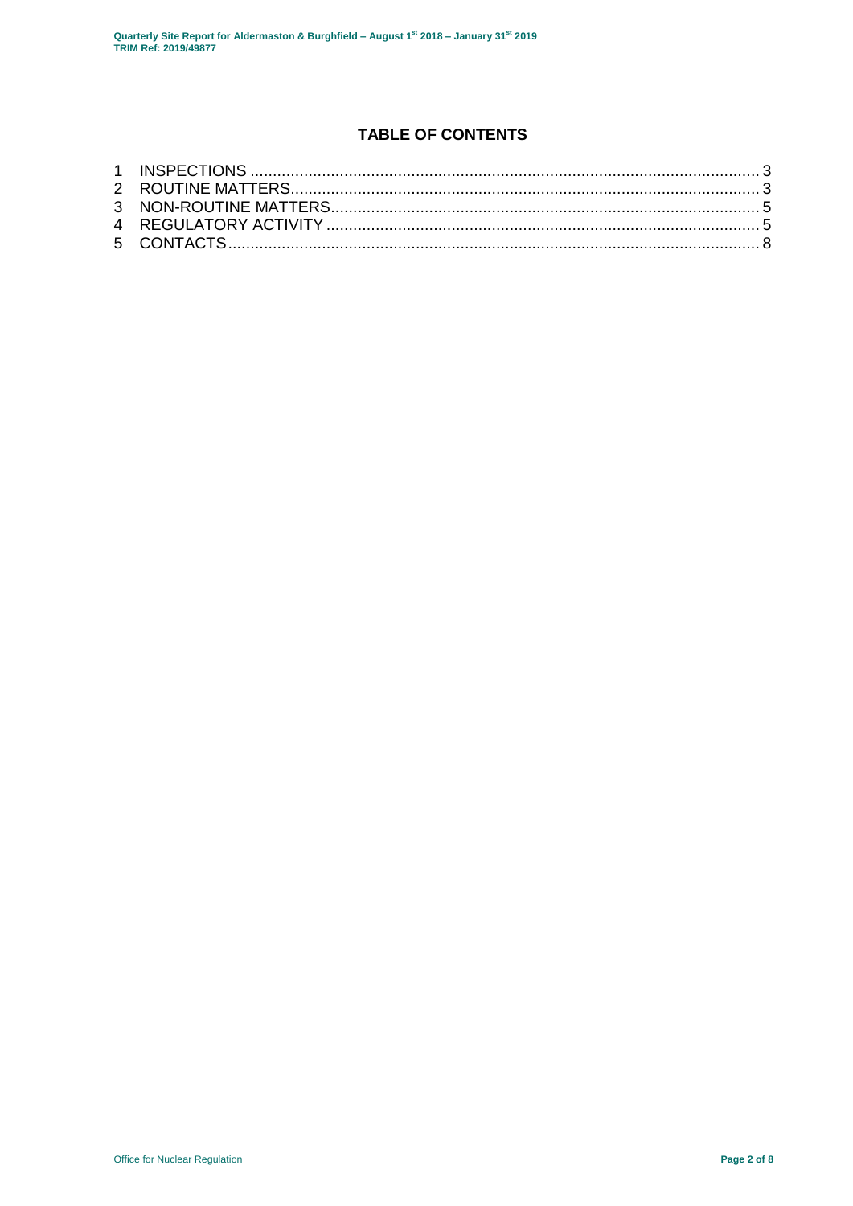## TABLE OF CONTENTS

1 INSPECTIONS ........................................................................................................ 3
2 ROUTINE MATTERS.............................................................................................. 3
3 NON-ROUTINE MATTERS..................................................................................... 5
4 REGULATORY ACTIVITY ...................................................................................... 5
5 CONTACTS............................................................................................................ 8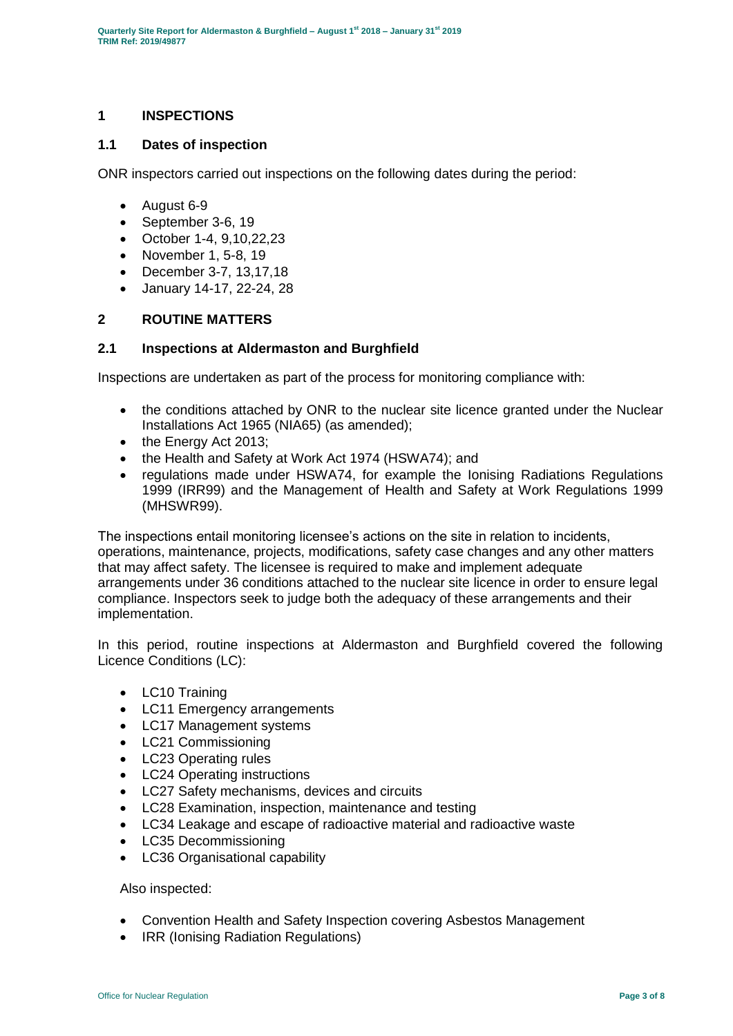## 1 INSPECTIONS

### 1.1 Dates of inspection

ONR inspectors carried out inspections on the following dates during the period:

- August 6-9
- September 3-6, 19
- October 1-4, 9,10,22,23
- November 1, 5-8, 19
- December 3-7, 13,17,18
- January 14-17, 22-24, 28

## 2 ROUTINE MATTERS

### 2.1 Inspections at Aldermaston and Burghfield

Inspections are undertaken as part of the process for monitoring compliance with:

- the conditions attached by ONR to the nuclear site licence granted under the Nuclear Installations Act 1965 (NIA65) (as amended);
- the Energy Act 2013;
- the Health and Safety at Work Act 1974 (HSWA74); and
- regulations made under HSWA74, for example the Ionising Radiations Regulations 1999 (IRR99) and the Management of Health and Safety at Work Regulations 1999 (MHSWR99).

The inspections entail monitoring licensee's actions on the site in relation to incidents, operations, maintenance, projects, modifications, safety case changes and any other matters that may affect safety. The licensee is required to make and implement adequate arrangements under 36 conditions attached to the nuclear site licence in order to ensure legal compliance. Inspectors seek to judge both the adequacy of these arrangements and their implementation.

In this period, routine inspections at Aldermaston and Burghfield covered the following Licence Conditions (LC):

- LC10 Training
- LC11 Emergency arrangements
- LC17 Management systems
- LC21 Commissioning
- LC23 Operating rules
- LC24 Operating instructions
- LC27 Safety mechanisms, devices and circuits
- LC28 Examination, inspection, maintenance and testing
- LC34 Leakage and escape of radioactive material and radioactive waste
- LC35 Decommissioning
- LC36 Organisational capability

Also inspected:

- Convention Health and Safety Inspection covering Asbestos Management
- IRR (Ionising Radiation Regulations)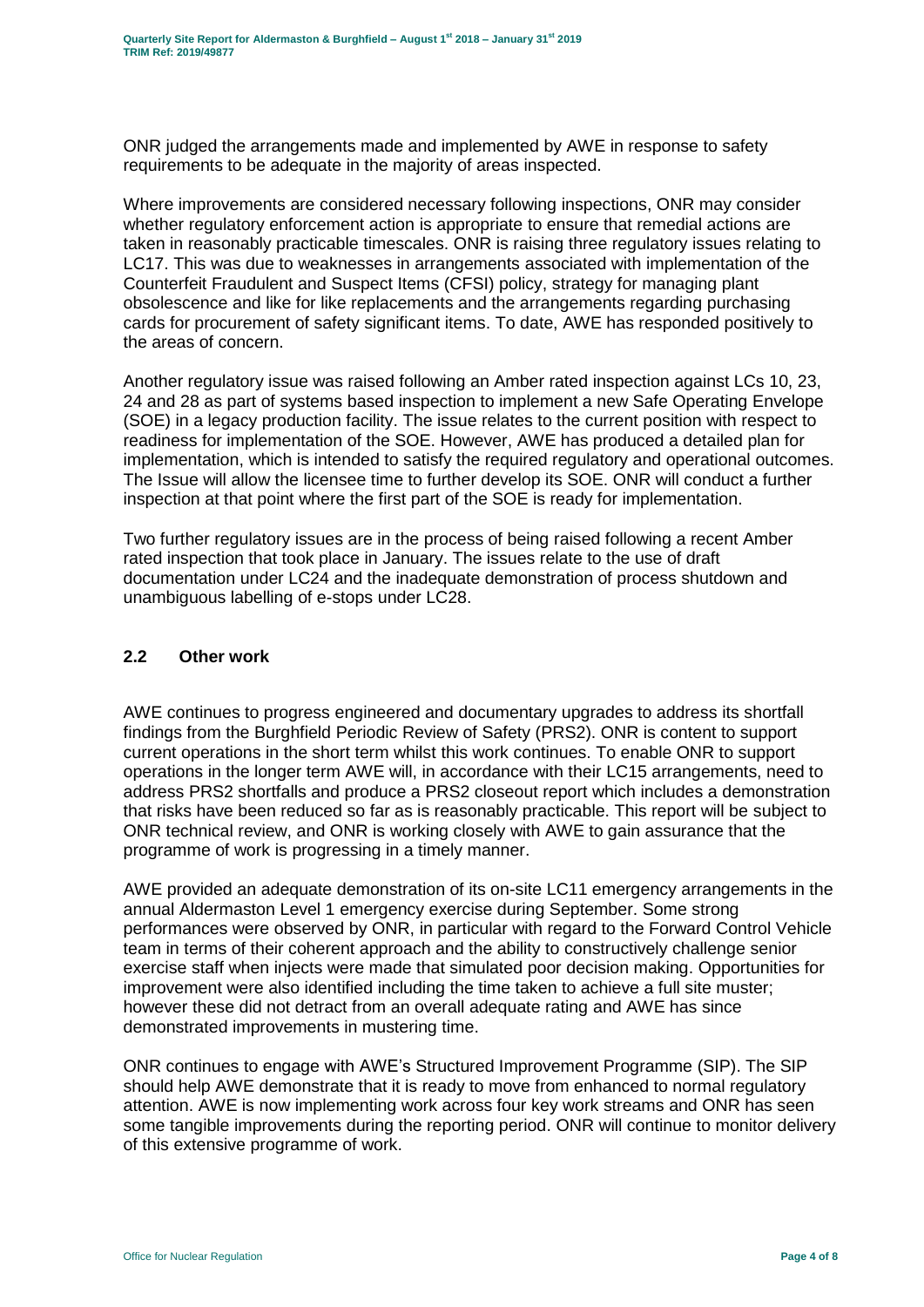ONR judged the arrangements made and implemented by AWE in response to safety requirements to be adequate in the majority of areas inspected.

Where improvements are considered necessary following inspections, ONR may consider whether regulatory enforcement action is appropriate to ensure that remedial actions are taken in reasonably practicable timescales. ONR is raising three regulatory issues relating to LC17. This was due to weaknesses in arrangements associated with implementation of the Counterfeit Fraudulent and Suspect Items (CFSI) policy, strategy for managing plant obsolescence and like for like replacements and the arrangements regarding purchasing cards for procurement of safety significant items. To date, AWE has responded positively to the areas of concern.

Another regulatory issue was raised following an Amber rated inspection against LCs 10, 23, 24 and 28 as part of systems based inspection to implement a new Safe Operating Envelope (SOE) in a legacy production facility. The issue relates to the current position with respect to readiness for implementation of the SOE. However, AWE has produced a detailed plan for implementation, which is intended to satisfy the required regulatory and operational outcomes. The Issue will allow the licensee time to further develop its SOE. ONR will conduct a further inspection at that point where the first part of the SOE is ready for implementation.

Two further regulatory issues are in the process of being raised following a recent Amber rated inspection that took place in January. The issues relate to the use of draft documentation under LC24 and the inadequate demonstration of process shutdown and unambiguous labelling of e-stops under LC28.

## 2.2 Other work

AWE continues to progress engineered and documentary upgrades to address its shortfall findings from the Burghfield Periodic Review of Safety (PRS2). ONR is content to support current operations in the short term whilst this work continues. To enable ONR to support operations in the longer term AWE will, in accordance with their LC15 arrangements, need to address PRS2 shortfalls and produce a PRS2 closeout report which includes a demonstration that risks have been reduced so far as is reasonably practicable. This report will be subject to ONR technical review, and ONR is working closely with AWE to gain assurance that the programme of work is progressing in a timely manner.

AWE provided an adequate demonstration of its on-site LC11 emergency arrangements in the annual Aldermaston Level 1 emergency exercise during September. Some strong performances were observed by ONR, in particular with regard to the Forward Control Vehicle team in terms of their coherent approach and the ability to constructively challenge senior exercise staff when injects were made that simulated poor decision making. Opportunities for improvement were also identified including the time taken to achieve a full site muster; however these did not detract from an overall adequate rating and AWE has since demonstrated improvements in mustering time.

ONR continues to engage with AWE's Structured Improvement Programme (SIP). The SIP should help AWE demonstrate that it is ready to move from enhanced to normal regulatory attention. AWE is now implementing work across four key work streams and ONR has seen some tangible improvements during the reporting period. ONR will continue to monitor delivery of this extensive programme of work.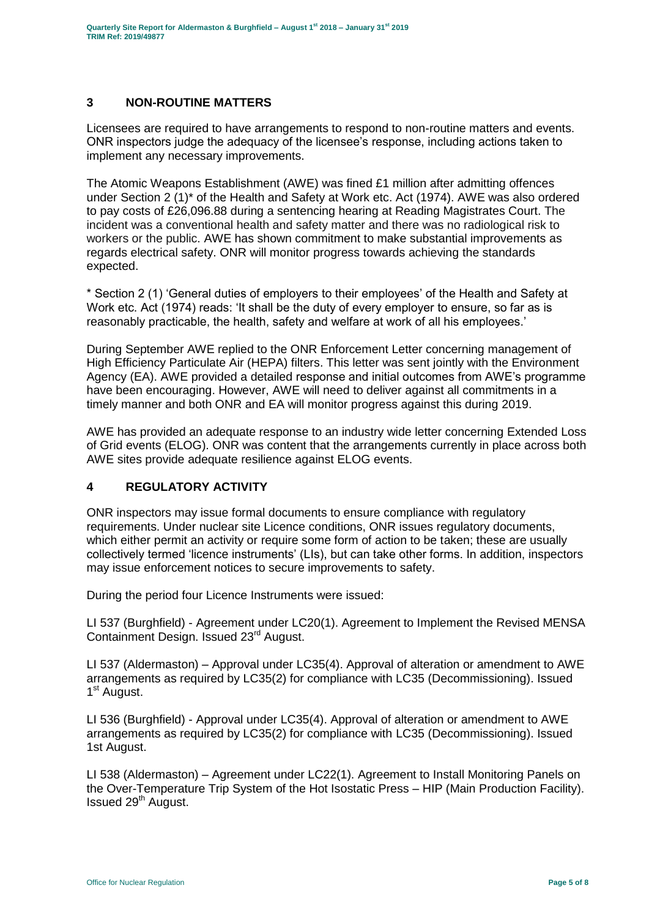## 3 NON-ROUTINE MATTERS

Licensees are required to have arrangements to respond to non-routine matters and events. ONR inspectors judge the adequacy of the licensee's response, including actions taken to implement any necessary improvements.

The Atomic Weapons Establishment (AWE) was fined £1 million after admitting offences under Section 2 (1)* of the Health and Safety at Work etc. Act (1974). AWE was also ordered to pay costs of £26,096.88 during a sentencing hearing at Reading Magistrates Court. The incident was a conventional health and safety matter and there was no radiological risk to workers or the public. AWE has shown commitment to make substantial improvements as regards electrical safety. ONR will monitor progress towards achieving the standards expected.

* Section 2 (1) 'General duties of employers to their employees' of the Health and Safety at Work etc. Act (1974) reads: 'It shall be the duty of every employer to ensure, so far as is reasonably practicable, the health, safety and welfare at work of all his employees.'

During September AWE replied to the ONR Enforcement Letter concerning management of High Efficiency Particulate Air (HEPA) filters. This letter was sent jointly with the Environment Agency (EA). AWE provided a detailed response and initial outcomes from AWE's programme have been encouraging. However, AWE will need to deliver against all commitments in a timely manner and both ONR and EA will monitor progress against this during 2019.

AWE has provided an adequate response to an industry wide letter concerning Extended Loss of Grid events (ELOG). ONR was content that the arrangements currently in place across both AWE sites provide adequate resilience against ELOG events.

## 4 REGULATORY ACTIVITY

ONR inspectors may issue formal documents to ensure compliance with regulatory requirements. Under nuclear site Licence conditions, ONR issues regulatory documents, which either permit an activity or require some form of action to be taken; these are usually collectively termed 'licence instruments' (LIs), but can take other forms. In addition, inspectors may issue enforcement notices to secure improvements to safety.

During the period four Licence Instruments were issued:

LI 537 (Burghfield) - Agreement under LC20(1). Agreement to Implement the Revised MENSA Containment Design. Issued 23rd August.

LI 537 (Aldermaston) – Approval under LC35(4). Approval of alteration or amendment to AWE arrangements as required by LC35(2) for compliance with LC35 (Decommissioning). Issued 1st August.

LI 536 (Burghfield) - Approval under LC35(4). Approval of alteration or amendment to AWE arrangements as required by LC35(2) for compliance with LC35 (Decommissioning). Issued 1st August.

LI 538 (Aldermaston) – Agreement under LC22(1). Agreement to Install Monitoring Panels on the Over-Temperature Trip System of the Hot Isostatic Press – HIP (Main Production Facility). Issued 29th August.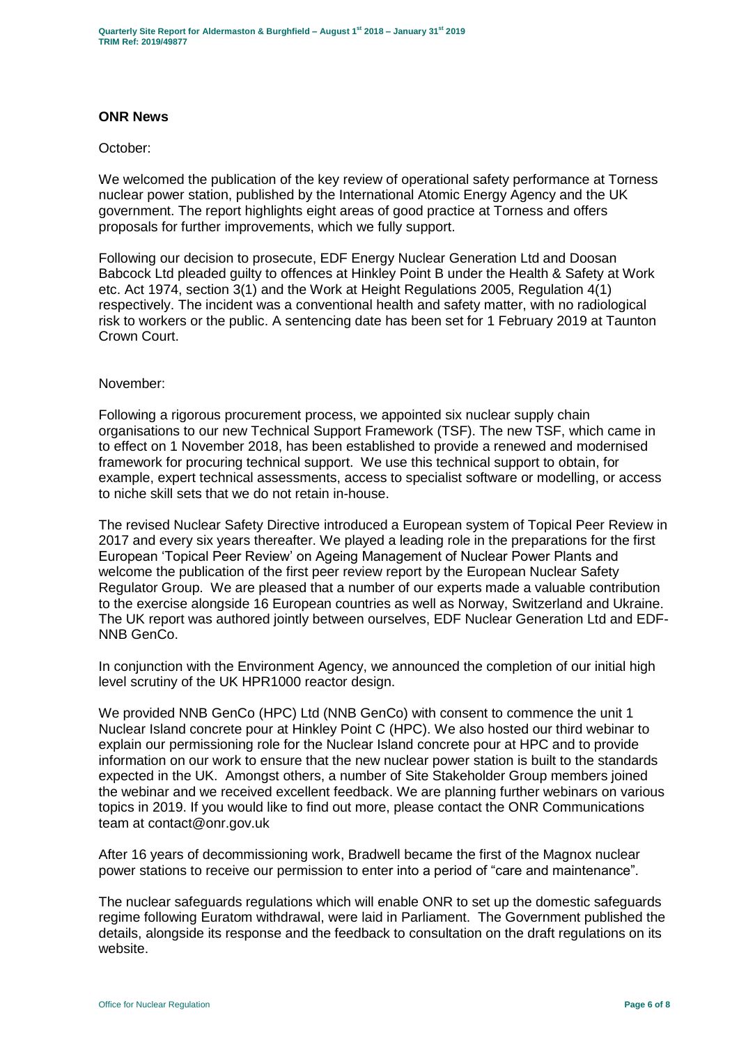## ONR News

October:

We welcomed the publication of the key review of operational safety performance at Torness nuclear power station, published by the International Atomic Energy Agency and the UK government. The report highlights eight areas of good practice at Torness and offers proposals for further improvements, which we fully support.

Following our decision to prosecute, EDF Energy Nuclear Generation Ltd and Doosan Babcock Ltd pleaded guilty to offences at Hinkley Point B under the Health & Safety at Work etc. Act 1974, section 3(1) and the Work at Height Regulations 2005, Regulation 4(1) respectively. The incident was a conventional health and safety matter, with no radiological risk to workers or the public. A sentencing date has been set for 1 February 2019 at Taunton Crown Court.

November:

Following a rigorous procurement process, we appointed six nuclear supply chain organisations to our new Technical Support Framework (TSF). The new TSF, which came in to effect on 1 November 2018, has been established to provide a renewed and modernised framework for procuring technical support. We use this technical support to obtain, for example, expert technical assessments, access to specialist software or modelling, or access to niche skill sets that we do not retain in-house.

The revised Nuclear Safety Directive introduced a European system of Topical Peer Review in 2017 and every six years thereafter. We played a leading role in the preparations for the first European 'Topical Peer Review' on Ageing Management of Nuclear Power Plants and welcome the publication of the first peer review report by the European Nuclear Safety Regulator Group. We are pleased that a number of our experts made a valuable contribution to the exercise alongside 16 European countries as well as Norway, Switzerland and Ukraine. The UK report was authored jointly between ourselves, EDF Nuclear Generation Ltd and EDF-NNB GenCo.

In conjunction with the Environment Agency, we announced the completion of our initial high level scrutiny of the UK HPR1000 reactor design.

We provided NNB GenCo (HPC) Ltd (NNB GenCo) with consent to commence the unit 1 Nuclear Island concrete pour at Hinkley Point C (HPC). We also hosted our third webinar to explain our permissioning role for the Nuclear Island concrete pour at HPC and to provide information on our work to ensure that the new nuclear power station is built to the standards expected in the UK. Amongst others, a number of Site Stakeholder Group members joined the webinar and we received excellent feedback. We are planning further webinars on various topics in 2019. If you would like to find out more, please contact the ONR Communications team at contact@onr.gov.uk

After 16 years of decommissioning work, Bradwell became the first of the Magnox nuclear power stations to receive our permission to enter into a period of "care and maintenance".

The nuclear safeguards regulations which will enable ONR to set up the domestic safeguards regime following Euratom withdrawal, were laid in Parliament. The Government published the details, alongside its response and the feedback to consultation on the draft regulations on its website.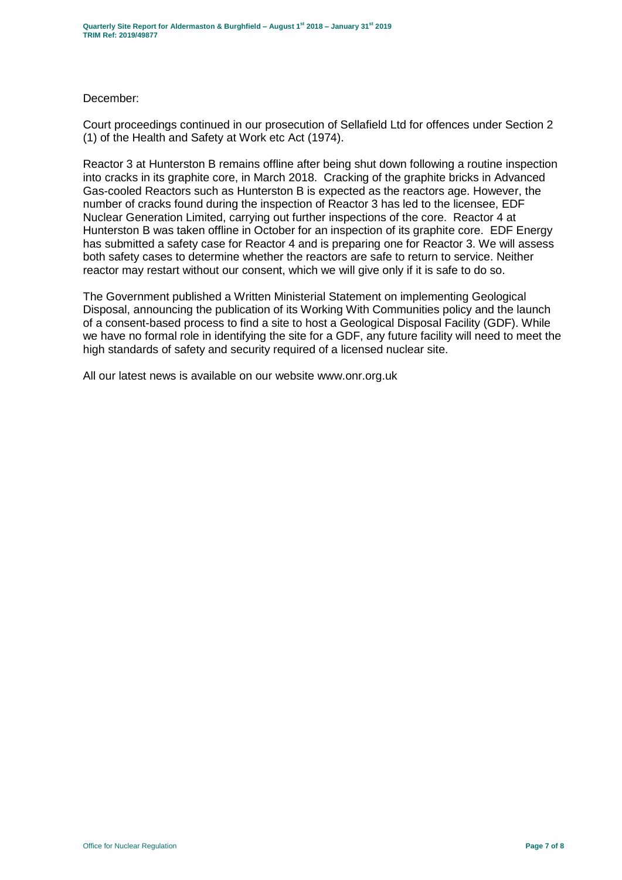December:

Court proceedings continued in our prosecution of Sellafield Ltd for offences under Section 2 (1) of the Health and Safety at Work etc Act (1974).

Reactor 3 at Hunterston B remains offline after being shut down following a routine inspection into cracks in its graphite core, in March 2018. Cracking of the graphite bricks in Advanced Gas-cooled Reactors such as Hunterston B is expected as the reactors age. However, the number of cracks found during the inspection of Reactor 3 has led to the licensee, EDF Nuclear Generation Limited, carrying out further inspections of the core. Reactor 4 at Hunterston B was taken offline in October for an inspection of its graphite core. EDF Energy has submitted a safety case for Reactor 4 and is preparing one for Reactor 3. We will assess both safety cases to determine whether the reactors are safe to return to service. Neither reactor may restart without our consent, which we will give only if it is safe to do so.

The Government published a Written Ministerial Statement on implementing Geological Disposal, announcing the publication of its Working With Communities policy and the launch of a consent-based process to find a site to host a Geological Disposal Facility (GDF). While we have no formal role in identifying the site for a GDF, any future facility will need to meet the high standards of safety and security required of a licensed nuclear site.

All our latest news is available on our website www.onr.org.uk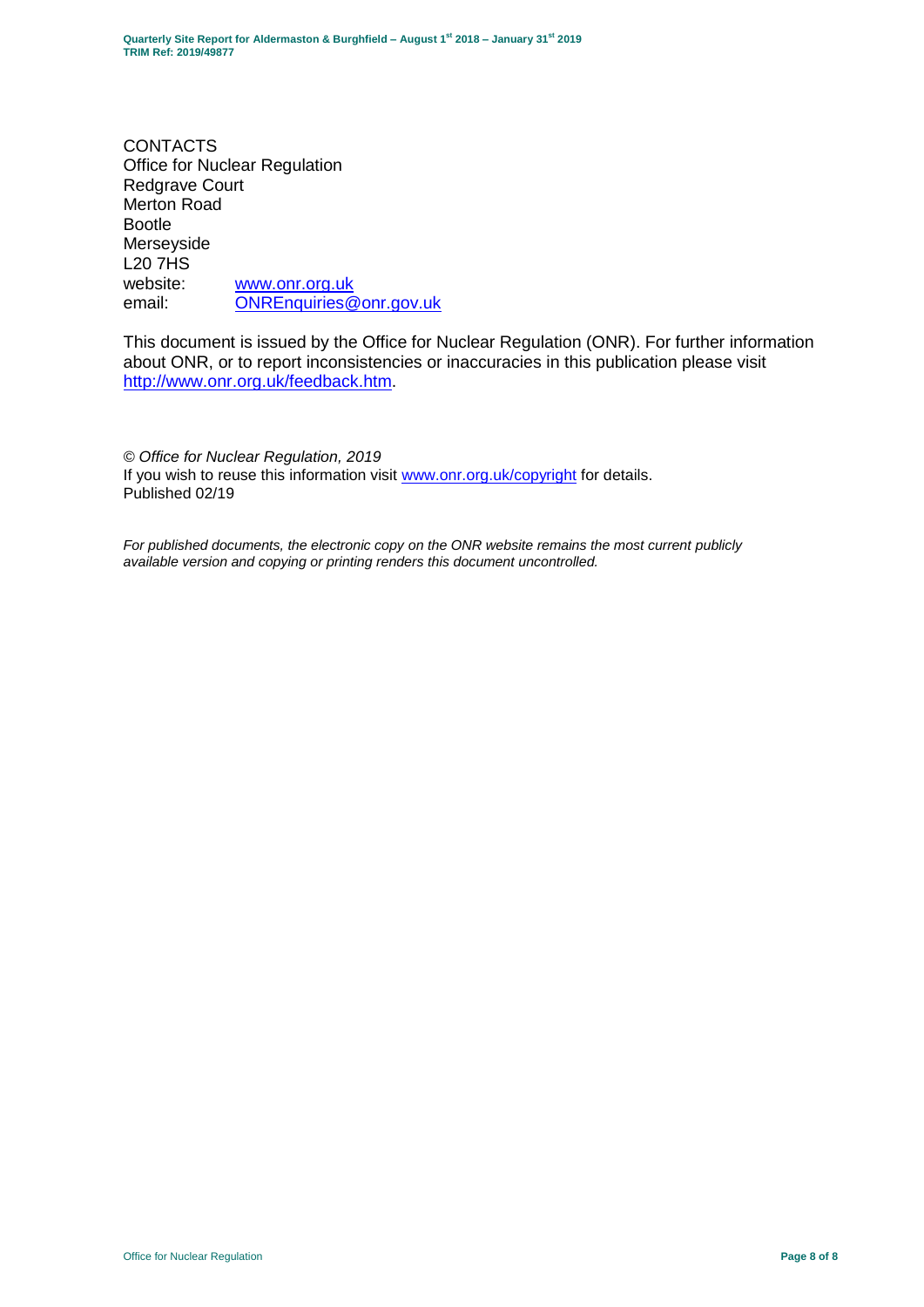CONTACTS
Office for Nuclear Regulation
Redgrave Court
Merton Road
Bootle
Merseyside
L20 7HS
website: www.onr.org.uk
email: ONREnquiries@onr.gov.uk

This document is issued by the Office for Nuclear Regulation (ONR). For further information about ONR, or to report inconsistencies or inaccuracies in this publication please visit http://www.onr.org.uk/feedback.htm.

*© Office for Nuclear Regulation, 2019*
If you wish to reuse this information visit www.onr.org.uk/copyright for details.
Published 02/19

*For published documents, the electronic copy on the ONR website remains the most current publicly available version and copying or printing renders this document uncontrolled.*